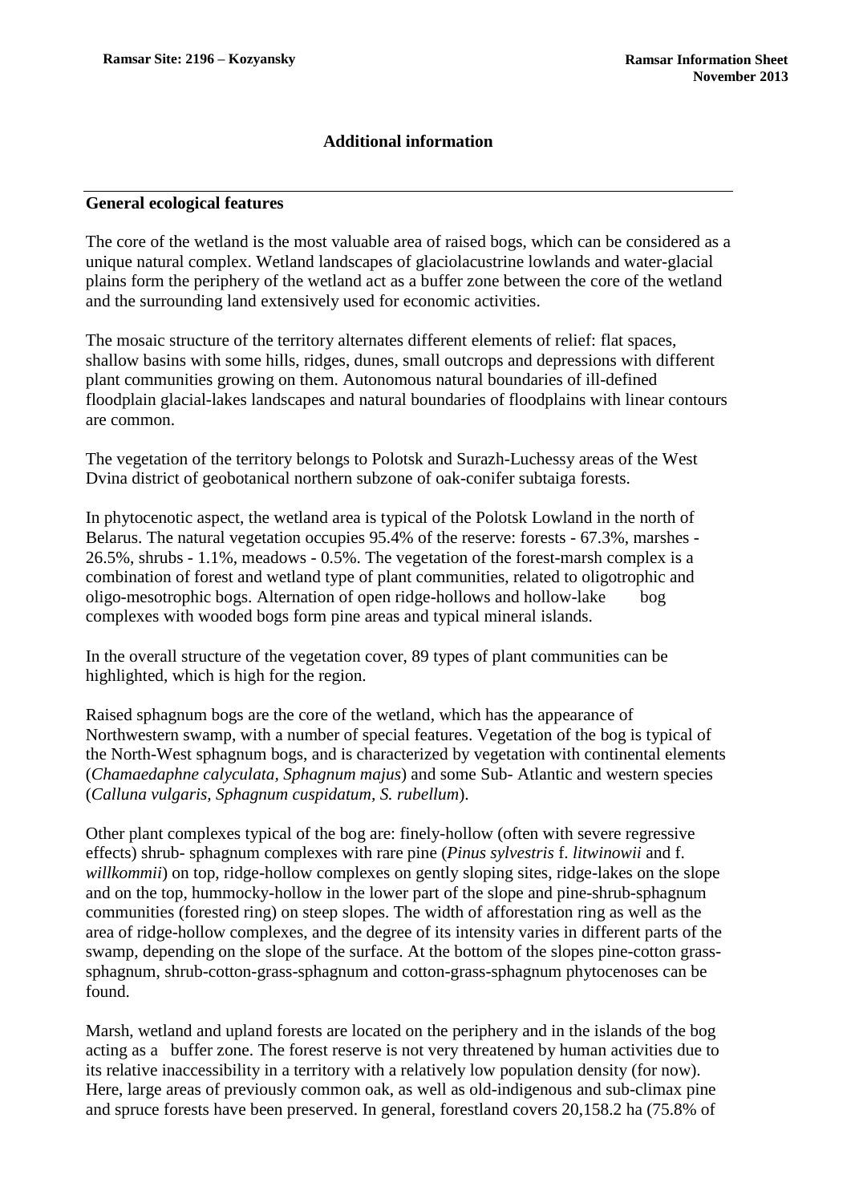## Additional information

### General ecological features

The core of the wetland is the most valuable area of raised bogs, which can be considered as a unique natural complex. Wetland landscapes of glaciolacustrine lowlands and water-glacial plains form the periphery of the wetland act as a buffer zone between the core of the wetland and the surrounding land extensively used for economic activities.

The mosaic structure of the territory alternates different elements of relief: flat spaces, shallow basins with some hills, ridges, dunes, small outcrops and depressions with different plant communities growing on them. Autonomous natural boundaries of ill-defined floodplain glacial-lakes landscapes and natural boundaries of floodplains with linear contours are common.

The vegetation of the territory belongs to Polotsk and Surazh-Luchessy areas of the West Dvina district of geobotanical northern subzone of oak-conifer subtaiga forests.

In phytocenotic aspect, the wetland area is typical of the Polotsk Lowland in the north of Belarus. The natural vegetation occupies 95.4% of the reserve: forests - 67.3%, marshes - 26.5%, shrubs - 1.1%, meadows - 0.5%. The vegetation of the forest-marsh complex is a combination of forest and wetland type of plant communities, related to oligotrophic and oligo-mesotrophic bogs. Alternation of open ridge-hollows and hollow-lake bog complexes with wooded bogs form pine areas and typical mineral islands.

In the overall structure of the vegetation cover, 89 types of plant communities can be highlighted, which is high for the region.

Raised sphagnum bogs are the core of the wetland, which has the appearance of Northwestern swamp, with a number of special features. Vegetation of the bog is typical of the North-West sphagnum bogs, and is characterized by vegetation with continental elements (*Chamaedaphne calyculata, Sphagnum majus*) and some Sub- Atlantic and western species (*Calluna vulgaris, Sphagnum cuspidatum, S. rubellum*).

Other plant complexes typical of the bog are: finely-hollow (often with severe regressive effects) shrub- sphagnum complexes with rare pine (*Pinus sylvestris* f. *litwinowii* and f. *willkommii*) on top, ridge-hollow complexes on gently sloping sites, ridge-lakes on the slope and on the top, hummocky-hollow in the lower part of the slope and pine-shrub-sphagnum communities (forested ring) on steep slopes. The width of afforestation ring as well as the area of ridge-hollow complexes, and the degree of its intensity varies in different parts of the swamp, depending on the slope of the surface. At the bottom of the slopes pine-cotton grass-sphagnum, shrub-cotton-grass-sphagnum and cotton-grass-sphagnum phytocenoses can be found.

Marsh, wetland and upland forests are located on the periphery and in the islands of the bog acting as a buffer zone. The forest reserve is not very threatened by human activities due to its relative inaccessibility in a territory with a relatively low population density (for now). Here, large areas of previously common oak, as well as old-indigenous and sub-climax pine and spruce forests have been preserved. In general, forestland covers 20,158.2 ha (75.8% of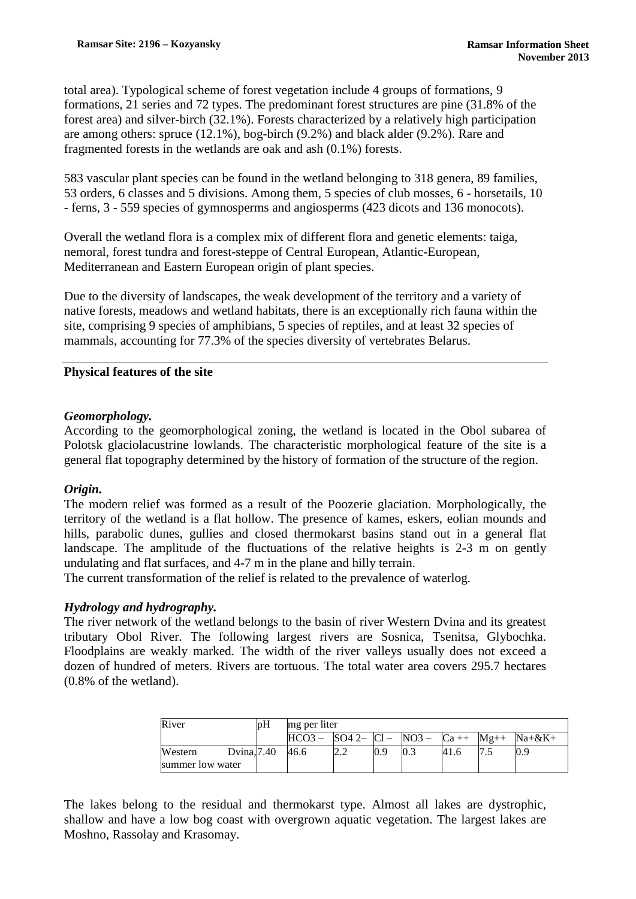total area). Typological scheme of forest vegetation include 4 groups of formations, 9 formations, 21 series and 72 types. The predominant forest structures are pine (31.8% of the forest area) and silver-birch (32.1%). Forests characterized by a relatively high participation are among others: spruce (12.1%), bog-birch (9.2%) and black alder (9.2%). Rare and fragmented forests in the wetlands are oak and ash (0.1%) forests.

583 vascular plant species can be found in the wetland belonging to 318 genera, 89 families, 53 orders, 6 classes and 5 divisions. Among them, 5 species of club mosses, 6 - horsetails, 10 - ferns, 3 - 559 species of gymnosperms and angiosperms (423 dicots and 136 monocots).

Overall the wetland flora is a complex mix of different flora and genetic elements: taiga, nemoral, forest tundra and forest-steppe of Central European, Atlantic-European, Mediterranean and Eastern European origin of plant species.

Due to the diversity of landscapes, the weak development of the territory and a variety of native forests, meadows and wetland habitats, there is an exceptionally rich fauna within the site, comprising 9 species of amphibians, 5 species of reptiles, and at least 32 species of mammals, accounting for 77.3% of the species diversity of vertebrates Belarus.

## Physical features of the site

### *Geomorphology.*

According to the geomorphological zoning, the wetland is located in the Obol subarea of Polotsk glaciolacustrine lowlands. The characteristic morphological feature of the site is a general flat topography determined by the history of formation of the structure of the region.

### *Origin.*

The modern relief was formed as a result of the Poozerie glaciation. Morphologically, the territory of the wetland is a flat hollow. The presence of kames, eskers, eolian mounds and hills, parabolic dunes, gullies and closed thermokarst basins stand out in a general flat landscape. The amplitude of the fluctuations of the relative heights is 2-3 m on gently undulating and flat surfaces, and 4-7 m in the plane and hilly terrain.

The current transformation of the relief is related to the prevalence of waterlog.

### *Hydrology and hydrography.*

The river network of the wetland belongs to the basin of river Western Dvina and its greatest tributary Obol River. The following largest rivers are Sosnica, Tsenitsa, Glybochka. Floodplains are weakly marked. The width of the river valleys usually does not exceed a dozen of hundred of meters. Rivers are tortuous. The total water area covers 295.7 hectares (0.8% of the wetland).

| River | pH | mg per liter | | | | | | |
|---|---|---|---|---|---|---|---|---|
| | | $HCO_3^-$ | $SO_4^{2-}$ | $Cl^-$ | $NO_3^-$ | $Ca^{++}$ | $Mg^{++}$ | $Na^+$&$K^+$ |
| Western Dvina, summer low water | 7.40 | 46.6 | 2.2 | 0.9 | 0.3 | 41.6 | 7.5 | 0.9 |

The lakes belong to the residual and thermokarst type. Almost all lakes are dystrophic, shallow and have a low bog coast with overgrown aquatic vegetation. The largest lakes are Moshno, Rassolay and Krasomay.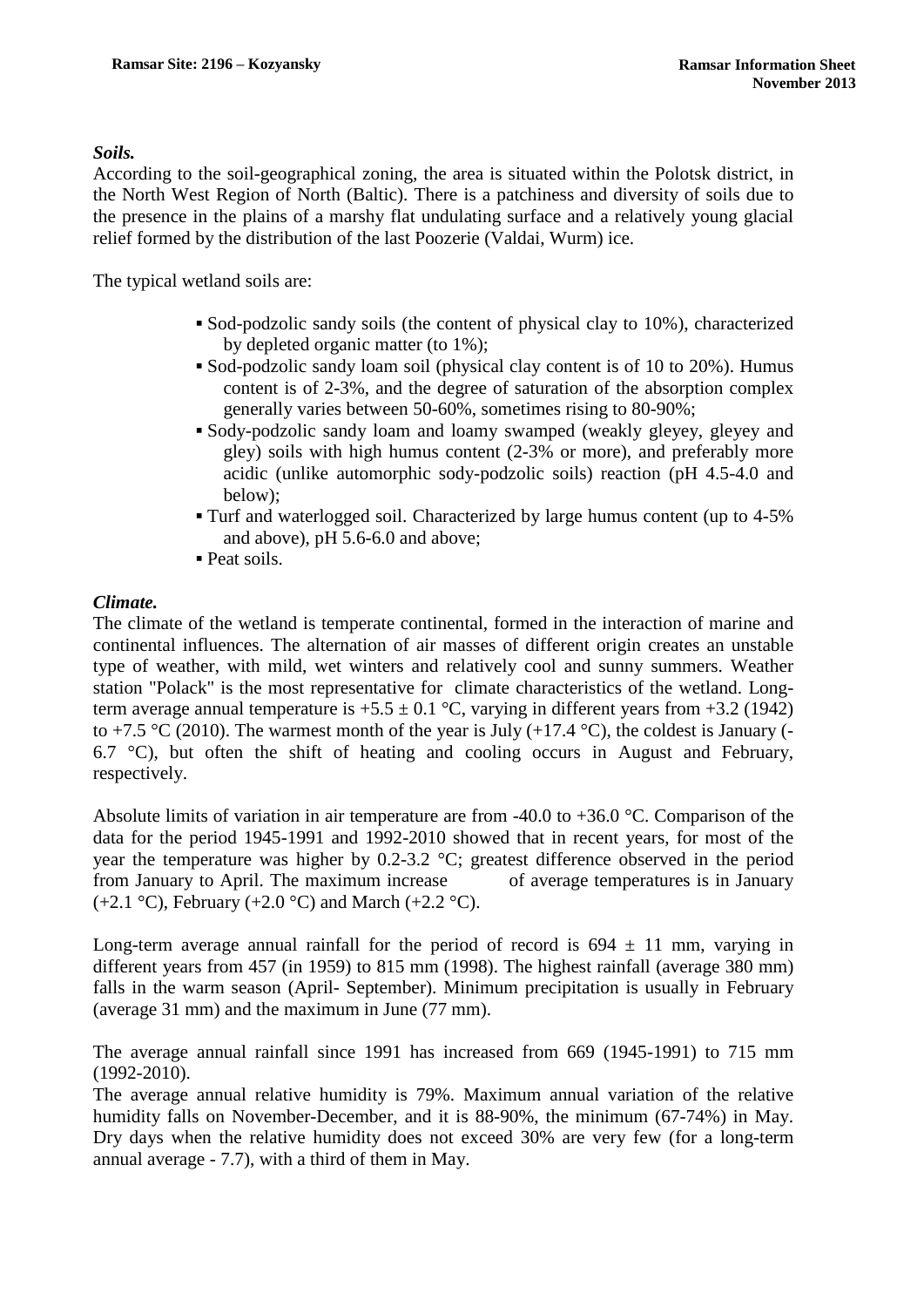***Soils.***

According to the soil-geographical zoning, the area is situated within the Polotsk district, in the North West Region of North (Baltic). There is a patchiness and diversity of soils due to the presence in the plains of a marshy flat undulating surface and a relatively young glacial relief formed by the distribution of the last Poozerie (Valdai, Wurm) ice.

The typical wetland soils are:

- Sod-podzolic sandy soils (the content of physical clay to 10%), characterized by depleted organic matter (to 1%);
- Sod-podzolic sandy loam soil (physical clay content is of 10 to 20%). Humus content is of 2-3%, and the degree of saturation of the absorption complex generally varies between 50-60%, sometimes rising to 80-90%;
- Sody-podzolic sandy loam and loamy swamped (weakly gleyey, gleyey and gley) soils with high humus content (2-3% or more), and preferably more acidic (unlike automorphic sody-podzolic soils) reaction (pH 4.5-4.0 and below);
- Turf and waterlogged soil. Characterized by large humus content (up to 4-5% and above), pH 5.6-6.0 and above;
- Peat soils.

***Climate.***

The climate of the wetland is temperate continental, formed in the interaction of marine and continental influences. The alternation of air masses of different origin creates an unstable type of weather, with mild, wet winters and relatively cool and sunny summers. Weather station "Polack" is the most representative for climate characteristics of the wetland. Long-term average annual temperature is +5.5 ± 0.1 °C, varying in different years from +3.2 (1942) to +7.5 °C (2010). The warmest month of the year is July (+17.4 °C), the coldest is January (-6.7 °C), but often the shift of heating and cooling occurs in August and February, respectively.

Absolute limits of variation in air temperature are from -40.0 to +36.0 °C. Comparison of the data for the period 1945-1991 and 1992-2010 showed that in recent years, for most of the year the temperature was higher by 0.2-3.2 °C; greatest difference observed in the period from January to April. The maximum increase of average temperatures is in January (+2.1 °C), February (+2.0 °C) and March (+2.2 °C).

Long-term average annual rainfall for the period of record is 694 ± 11 mm, varying in different years from 457 (in 1959) to 815 mm (1998). The highest rainfall (average 380 mm) falls in the warm season (April- September). Minimum precipitation is usually in February (average 31 mm) and the maximum in June (77 mm).

The average annual rainfall since 1991 has increased from 669 (1945-1991) to 715 mm (1992-2010).

The average annual relative humidity is 79%. Maximum annual variation of the relative humidity falls on November-December, and it is 88-90%, the minimum (67-74%) in May. Dry days when the relative humidity does not exceed 30% are very few (for a long-term annual average - 7.7), with a third of them in May.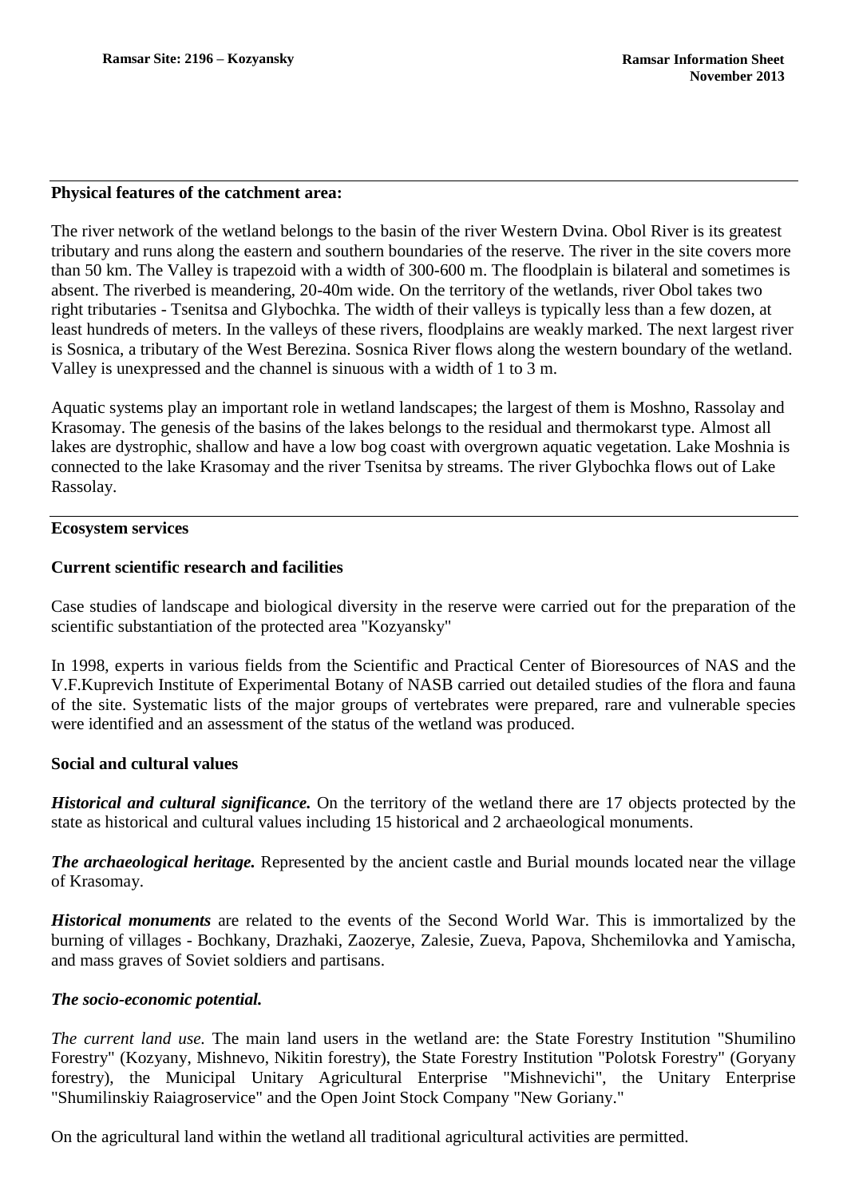## Physical features of the catchment area:

The river network of the wetland belongs to the basin of the river Western Dvina. Obol River is its greatest tributary and runs along the eastern and southern boundaries of the reserve. The river in the site covers more than 50 km. The Valley is trapezoid with a width of 300-600 m. The floodplain is bilateral and sometimes is absent. The riverbed is meandering, 20-40m wide. On the territory of the wetlands, river Obol takes two right tributaries - Tsenitsa and Glybochka. The width of their valleys is typically less than a few dozen, at least hundreds of meters. In the valleys of these rivers, floodplains are weakly marked. The next largest river is Sosnica, a tributary of the West Berezina. Sosnica River flows along the western boundary of the wetland. Valley is unexpressed and the channel is sinuous with a width of 1 to 3 m.

Aquatic systems play an important role in wetland landscapes; the largest of them is Moshno, Rassolay and Krasomay. The genesis of the basins of the lakes belongs to the residual and thermokarst type. Almost all lakes are dystrophic, shallow and have a low bog coast with overgrown aquatic vegetation. Lake Moshnia is connected to the lake Krasomay and the river Tsenitsa by streams. The river Glybochka flows out of Lake Rassolay.

## Ecosystem services

### Current scientific research and facilities

Case studies of landscape and biological diversity in the reserve were carried out for the preparation of the scientific substantiation of the protected area "Kozyansky"

In 1998, experts in various fields from the Scientific and Practical Center of Bioresources of NAS and the V.F.Kuprevich Institute of Experimental Botany of NASB carried out detailed studies of the flora and fauna of the site. Systematic lists of the major groups of vertebrates were prepared, rare and vulnerable species were identified and an assessment of the status of the wetland was produced.

### Social and cultural values

***Historical and cultural significance.*** On the territory of the wetland there are 17 objects protected by the state as historical and cultural values including 15 historical and 2 archaeological monuments.

***The archaeological heritage.*** Represented by the ancient castle and Burial mounds located near the village of Krasomay.

***Historical monuments*** are related to the events of the Second World War. This is immortalized by the burning of villages - Bochkany, Drazhaki, Zaozerye, Zalesie, Zueva, Papova, Shchemilovka and Yamischa, and mass graves of Soviet soldiers and partisans.

***The socio-economic potential.***

*The current land use.* The main land users in the wetland are: the State Forestry Institution "Shumilino Forestry" (Kozyany, Mishnevo, Nikitin forestry), the State Forestry Institution "Polotsk Forestry" (Goryany forestry), the Municipal Unitary Agricultural Enterprise "Mishnevichi", the Unitary Enterprise "Shumilinskiy Raiagroservice" and the Open Joint Stock Company "New Goriany."

On the agricultural land within the wetland all traditional agricultural activities are permitted.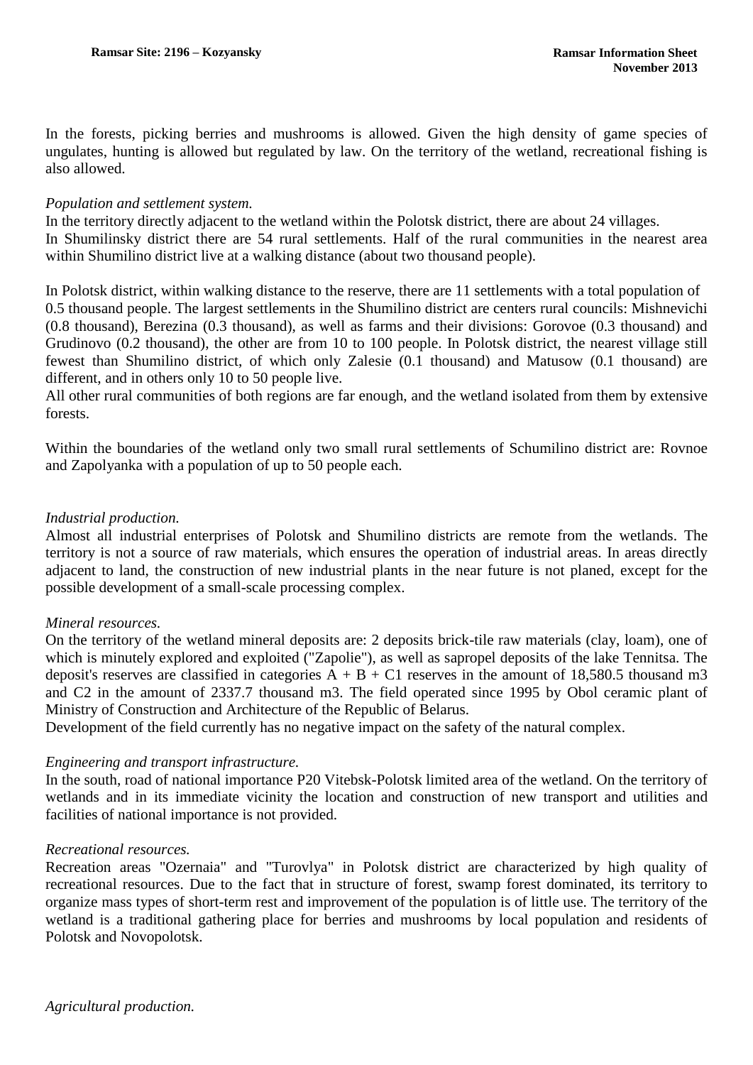In the forests, picking berries and mushrooms is allowed. Given the high density of game species of ungulates, hunting is allowed but regulated by law. On the territory of the wetland, recreational fishing is also allowed.

*Population and settlement system.*

In the territory directly adjacent to the wetland within the Polotsk district, there are about 24 villages.
In Shumilinsky district there are 54 rural settlements. Half of the rural communities in the nearest area within Shumilino district live at a walking distance (about two thousand people).

In Polotsk district, within walking distance to the reserve, there are 11 settlements with a total population of 0.5 thousand people. The largest settlements in the Shumilino district are centers rural councils: Mishnevichi (0.8 thousand), Berezina (0.3 thousand), as well as farms and their divisions: Gorovoe (0.3 thousand) and Grudinovo (0.2 thousand), the other are from 10 to 100 people. In Polotsk district, the nearest village still fewest than Shumilino district, of which only Zalesie (0.1 thousand) and Matusow (0.1 thousand) are different, and in others only 10 to 50 people live.
All other rural communities of both regions are far enough, and the wetland isolated from them by extensive forests.

Within the boundaries of the wetland only two small rural settlements of Schumilino district are: Rovnoe and Zapolyanka with a population of up to 50 people each.

*Industrial production.*

Almost all industrial enterprises of Polotsk and Shumilino districts are remote from the wetlands. The territory is not a source of raw materials, which ensures the operation of industrial areas. In areas directly adjacent to land, the construction of new industrial plants in the near future is not planed, except for the possible development of a small-scale processing complex.

*Mineral resources.*

On the territory of the wetland mineral deposits are: 2 deposits brick-tile raw materials (clay, loam), one of which is minutely explored and exploited ("Zapolie"), as well as sapropel deposits of the lake Tennitsa. The deposit's reserves are classified in categories A + B + C1 reserves in the amount of 18,580.5 thousand m3 and C2 in the amount of 2337.7 thousand m3. The field operated since 1995 by Obol ceramic plant of Ministry of Construction and Architecture of the Republic of Belarus.
Development of the field currently has no negative impact on the safety of the natural complex.

*Engineering and transport infrastructure.*

In the south, road of national importance P20 Vitebsk-Polotsk limited area of the wetland. On the territory of wetlands and in its immediate vicinity the location and construction of new transport and utilities and facilities of national importance is not provided.

*Recreational resources.*

Recreation areas "Ozernaia" and "Turovlya" in Polotsk district are characterized by high quality of recreational resources. Due to the fact that in structure of forest, swamp forest dominated, its territory to organize mass types of short-term rest and improvement of the population is of little use. The territory of the wetland is a traditional gathering place for berries and mushrooms by local population and residents of Polotsk and Novopolotsk.

*Agricultural production.*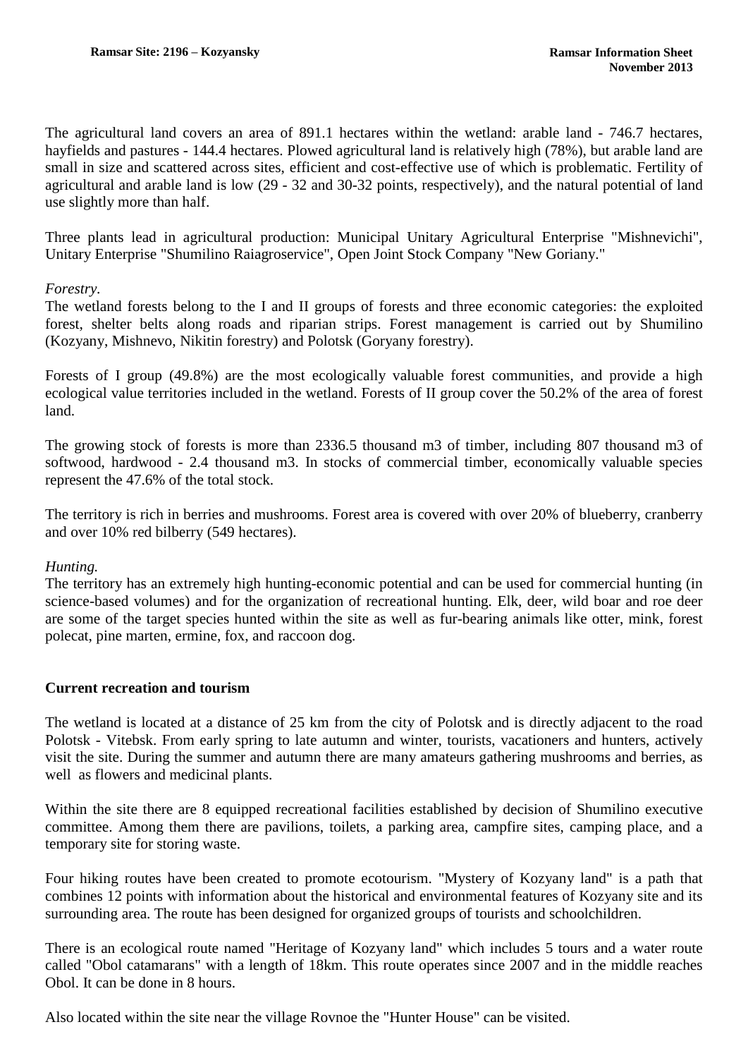The agricultural land covers an area of 891.1 hectares within the wetland: arable land - 746.7 hectares, hayfields and pastures - 144.4 hectares. Plowed agricultural land is relatively high (78%), but arable land are small in size and scattered across sites, efficient and cost-effective use of which is problematic. Fertility of agricultural and arable land is low (29 - 32 and 30-32 points, respectively), and the natural potential of land use slightly more than half.

Three plants lead in agricultural production: Municipal Unitary Agricultural Enterprise "Mishnevichi", Unitary Enterprise "Shumilino Raiagroservice", Open Joint Stock Company "New Goriany."

*Forestry.*

The wetland forests belong to the I and II groups of forests and three economic categories: the exploited forest, shelter belts along roads and riparian strips. Forest management is carried out by Shumilino (Kozyany, Mishnevo, Nikitin forestry) and Polotsk (Goryany forestry).

Forests of I group (49.8%) are the most ecologically valuable forest communities, and provide a high ecological value territories included in the wetland. Forests of II group cover the 50.2% of the area of forest land.

The growing stock of forests is more than 2336.5 thousand m3 of timber, including 807 thousand m3 of softwood, hardwood - 2.4 thousand m3. In stocks of commercial timber, economically valuable species represent the 47.6% of the total stock.

The territory is rich in berries and mushrooms. Forest area is covered with over 20% of blueberry, cranberry and over 10% red bilberry (549 hectares).

*Hunting.*

The territory has an extremely high hunting-economic potential and can be used for commercial hunting (in science-based volumes) and for the organization of recreational hunting. Elk, deer, wild boar and roe deer are some of the target species hunted within the site as well as fur-bearing animals like otter, mink, forest polecat, pine marten, ermine, fox, and raccoon dog.

**Current recreation and tourism**

The wetland is located at a distance of 25 km from the city of Polotsk and is directly adjacent to the road Polotsk - Vitebsk. From early spring to late autumn and winter, tourists, vacationers and hunters, actively visit the site. During the summer and autumn there are many amateurs gathering mushrooms and berries, as well as flowers and medicinal plants.

Within the site there are 8 equipped recreational facilities established by decision of Shumilino executive committee. Among them there are pavilions, toilets, a parking area, campfire sites, camping place, and a temporary site for storing waste.

Four hiking routes have been created to promote ecotourism. "Mystery of Kozyany land" is a path that combines 12 points with information about the historical and environmental features of Kozyany site and its surrounding area. The route has been designed for organized groups of tourists and schoolchildren.

There is an ecological route named "Heritage of Kozyany land" which includes 5 tours and a water route called "Obol catamarans" with a length of 18km. This route operates since 2007 and in the middle reaches Obol. It can be done in 8 hours.

Also located within the site near the village Rovnoe the "Hunter House" can be visited.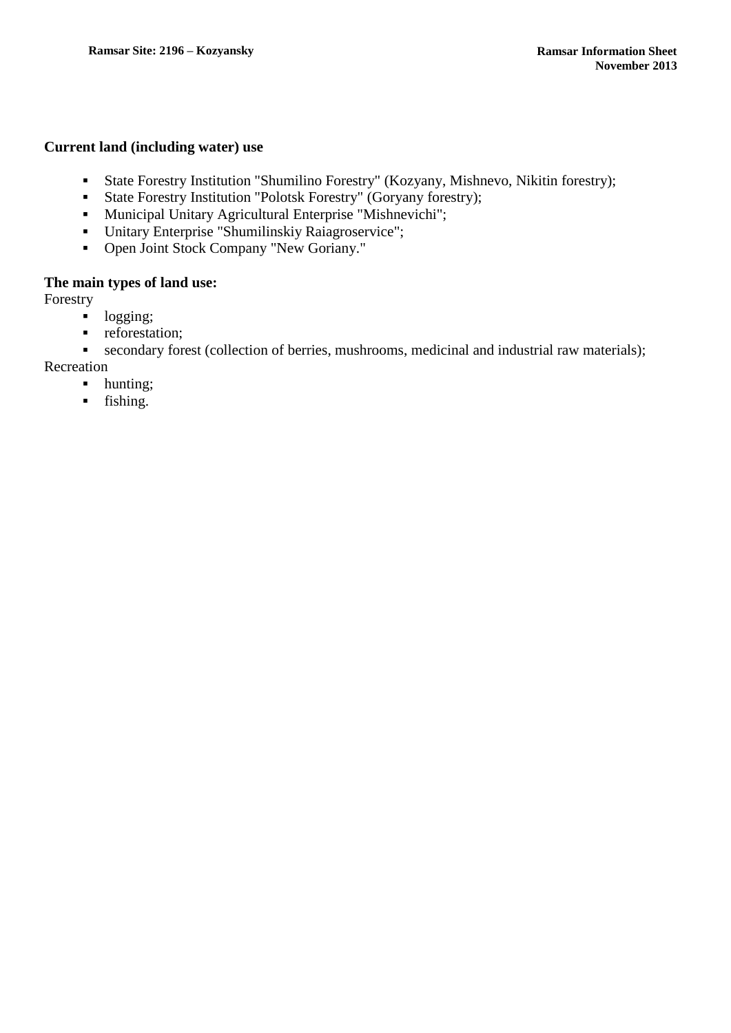**Current land (including water) use**

- State Forestry Institution "Shumilino Forestry" (Kozyany, Mishnevo, Nikitin forestry);
- State Forestry Institution "Polotsk Forestry" (Goryany forestry);
- Municipal Unitary Agricultural Enterprise "Mishnevichi";
- Unitary Enterprise "Shumilinskiy Raiagroservice";
- Open Joint Stock Company "New Goriany."

**The main types of land use:**

Forestry

- logging;
- reforestation;
- secondary forest (collection of berries, mushrooms, medicinal and industrial raw materials);

Recreation

- hunting;
- fishing.